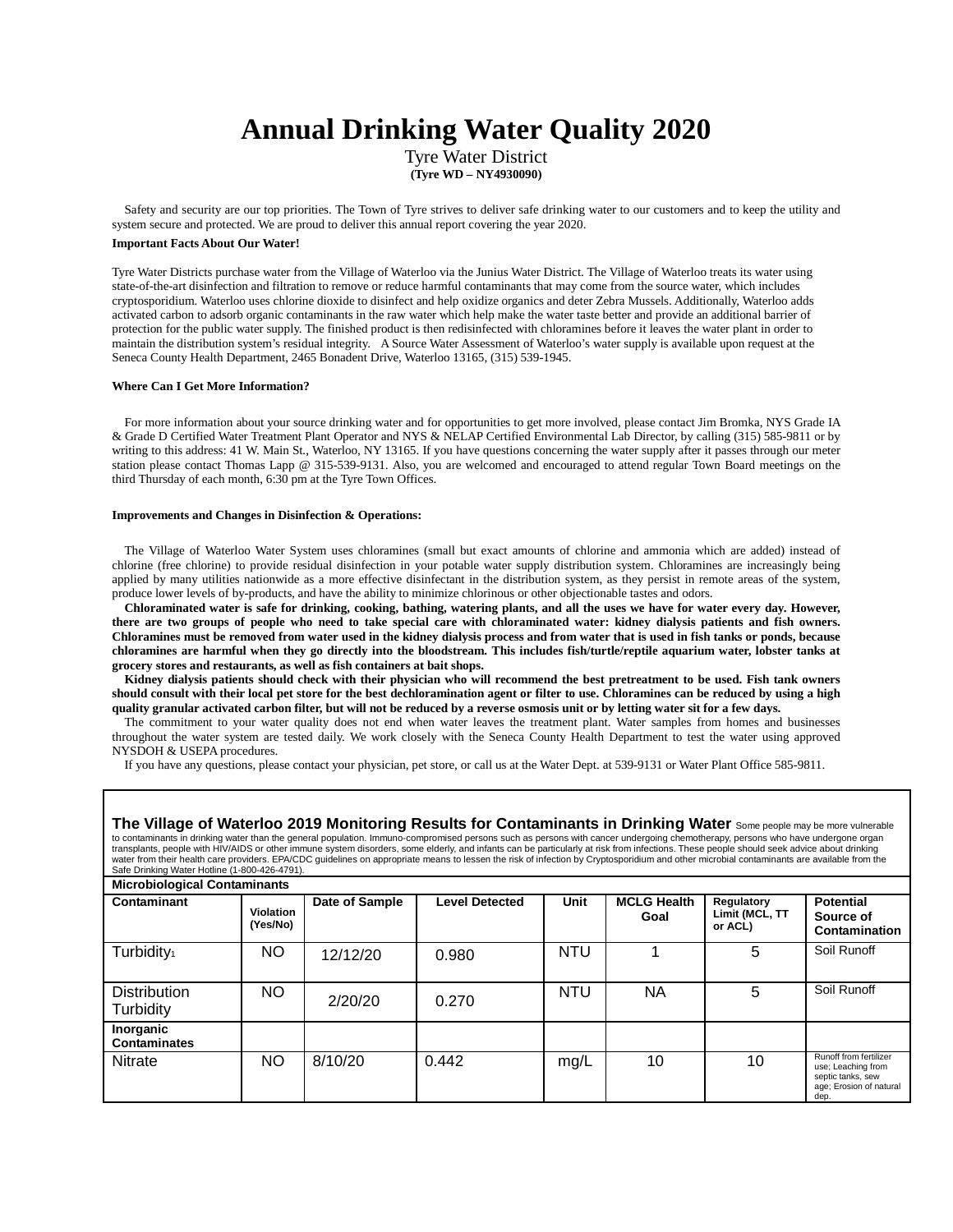# Annual Drinking Water Quality 2020

Tyre Water District

**(Tyre WD – NY4930090)**

Safety and security are our top priorities. The Town of Tyre strives to deliver safe drinking water to our customers and to keep the utility and system secure and protected. We are proud to deliver this annual report covering the year 2020.

**Important Facts About Our Water!**

Tyre Water Districts purchase water from the Village of Waterloo via the Junius Water District. The Village of Waterloo treats its water using state-of-the-art disinfection and filtration to remove or reduce harmful contaminants that may come from the source water, which includes cryptosporidium. Waterloo uses chlorine dioxide to disinfect and help oxidize organics and deter Zebra Mussels. Additionally, Waterloo adds activated carbon to adsorb organic contaminants in the raw water which help make the water taste better and provide an additional barrier of protection for the public water supply. The finished product is then redisinfected with chloramines before it leaves the water plant in order to maintain the distribution system's residual integrity. A Source Water Assessment of Waterloo's water supply is available upon request at the Seneca County Health Department, 2465 Bonadent Drive, Waterloo 13165, (315) 539-1945.

**Where Can I Get More Information?**

For more information about your source drinking water and for opportunities to get more involved, please contact Jim Bromka, NYS Grade IA & Grade D Certified Water Treatment Plant Operator and NYS & NELAP Certified Environmental Lab Director, by calling (315) 585-9811 or by writing to this address: 41 W. Main St., Waterloo, NY 13165. If you have questions concerning the water supply after it passes through our meter station please contact Thomas Lapp @ 315-539-9131. Also, you are welcomed and encouraged to attend regular Town Board meetings on the third Thursday of each month, 6:30 pm at the Tyre Town Offices.

**Improvements and Changes in Disinfection & Operations:**

The Village of Waterloo Water System uses chloramines (small but exact amounts of chlorine and ammonia which are added) instead of chlorine (free chlorine) to provide residual disinfection in your potable water supply distribution system. Chloramines are increasingly being applied by many utilities nationwide as a more effective disinfectant in the distribution system, as they persist in remote areas of the system, produce lower levels of by-products, and have the ability to minimize chlorinous or other objectionable tastes and odors.

**Chloraminated water is safe for drinking, cooking, bathing, watering plants, and all the uses we have for water every day. However, there are two groups of people who need to take special care with chloraminated water: kidney dialysis patients and fish owners. Chloramines must be removed from water used in the kidney dialysis process and from water that is used in fish tanks or ponds, because chloramines are harmful when they go directly into the bloodstream. This includes fish/turtle/reptile aquarium water, lobster tanks at grocery stores and restaurants, as well as fish containers at bait shops.**

**Kidney dialysis patients should check with their physician who will recommend the best pretreatment to be used. Fish tank owners should consult with their local pet store for the best dechloramination agent or filter to use. Chloramines can be reduced by using a high quality granular activated carbon filter, but will not be reduced by a reverse osmosis unit or by letting water sit for a few days.**

The commitment to your water quality does not end when water leaves the treatment plant. Water samples from homes and businesses throughout the water system are tested daily. We work closely with the Seneca County Health Department to test the water using approved NYSDOH & USEPA procedures.

If you have any questions, please contact your physician, pet store, or call us at the Water Dept. at 539-9131 or Water Plant Office 585-9811.

**The Village of Waterloo 2019 Monitoring Results for Contaminants in Drinking Water** Some people may be more vulnerable to contaminants in drinking water than the general population. Immuno-compromised persons such as persons with cancer undergoing chemotherapy, persons who have undergone organ transplants, people with HIV/AIDS or other immune system disorders, some elderly, and infants can be particularly at risk from infections. These people should seek advice about drinking water from their health care providers. EPA/CDC guidelines on appropriate means to lessen the risk of infection by Cryptosporidium and other microbial contaminants are available from the Safe Drinking Water Hotline (1-800-426-4791).

| Contaminant | Violation (Yes/No) | Date of Sample | Level Detected | Unit | MCLG Health Goal | Regulatory Limit (MCL, TT or ACL) | Potential Source of Contamination |
|---|---|---|---|---|---|---|---|
| **Microbiological Contaminants** | | | | | | | |
| Turbidity[1] | NO | 12/12/20 | 0.980 | NTU | 1 | 5 | Soil Runoff |
| Distribution Turbidity | NO | 2/20/20 | 0.270 | NTU | NA | 5 | Soil Runoff |
| **Inorganic Contaminates** | | | | | | | |
| Nitrate | NO | 8/10/20 | 0.442 | mg/L | 10 | 10 | Runoff from fertilizer use; Leaching from septic tanks, sew age; Erosion of natural dep. |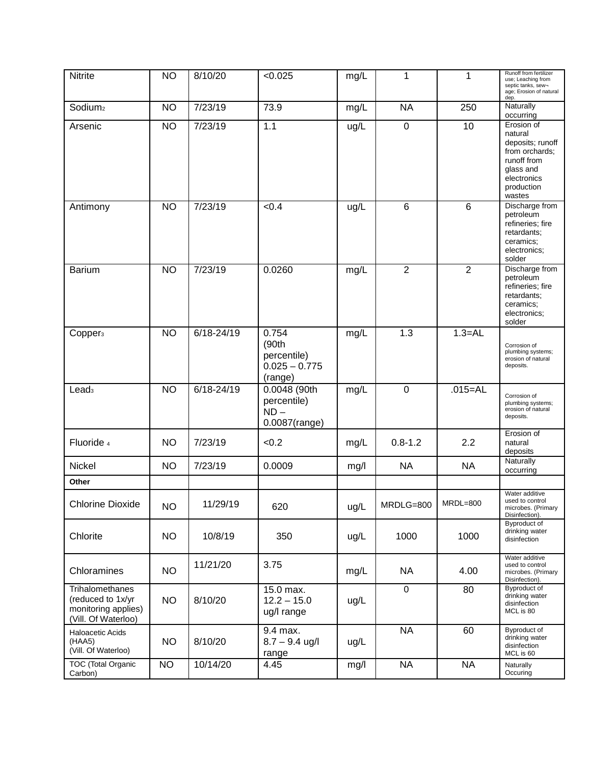| Nitrite | NO | 8/10/20 | <0.025 | mg/L | 1 | 1 | Runoff from fertilizer use; Leaching from septic tanks, sew¬age; Erosion of natural dep. |
|---|---|---|---|---|---|---|---|
| Sodium[2] | NO | 7/23/19 | 73.9 | mg/L | NA | 250 | Naturally occurring |
| Arsenic | NO | 7/23/19 | 1.1 | ug/L | 0 | 10 | Erosion of natural deposits; runoff from orchards; runoff from glass and electronics production wastes |
| Antimony | NO | 7/23/19 | <0.4 | ug/L | 6 | 6 | Discharge from petroleum refineries; fire retardants; ceramics; electronics; solder |
| Barium | NO | 7/23/19 | 0.0260 | mg/L | 2 | 2 | Discharge from petroleum refineries; fire retardants; ceramics; electronics; solder |
| Copper[3] | NO | 6/18-24/19 | 0.754 (90th percentile) 0.025 – 0.775 (range) | mg/L | 1.3 | 1.3=AL | Corrosion of plumbing systems; erosion of natural deposits. |
| Lead[3] | NO | 6/18-24/19 | 0.0048 (90th percentile) ND – 0.0087(range) | mg/L | 0 | .015=AL | Corrosion of plumbing systems; erosion of natural deposits. |
| Fluoride [4] | NO | 7/23/19 | <0.2 | mg/L | 0.8-1.2 | 2.2 | Erosion of natural deposits |
| Nickel | NO | 7/23/19 | 0.0009 | mg/l | NA | NA | Naturally occurring |
| **Other** | | | | | | | |
| Chlorine Dioxide | NO | 11/29/19 | 620 | ug/L | MRDLG=800 | MRDL=800 | Water additive used to control microbes. (Primary Disinfection). |
| Chlorite | NO | 10/8/19 | 350 | ug/L | 1000 | 1000 | Byproduct of drinking water disinfection |
| Chloramines | NO | 11/21/20 | 3.75 | mg/L | NA | 4.00 | Water additive used to control microbes. (Primary Disinfection). |
| Trihalomethanes (reduced to 1x/yr monitoring applies) (Vill. Of Waterloo) | NO | 8/10/20 | 15.0 max. 12.2 – 15.0 ug/l range | ug/L | 0 | 80 | Byproduct of drinking water disinfection MCL is 80 |
| Haloacetic Acids (HAA5) (Vill. Of Waterloo) | NO | 8/10/20 | 9.4 max. 8.7 – 9.4 ug/l range | ug/L | NA | 60 | Byproduct of drinking water disinfection MCL is 60 |
| TOC (Total Organic Carbon) | NO | 10/14/20 | 4.45 | mg/l | NA | NA | Naturally Occuring |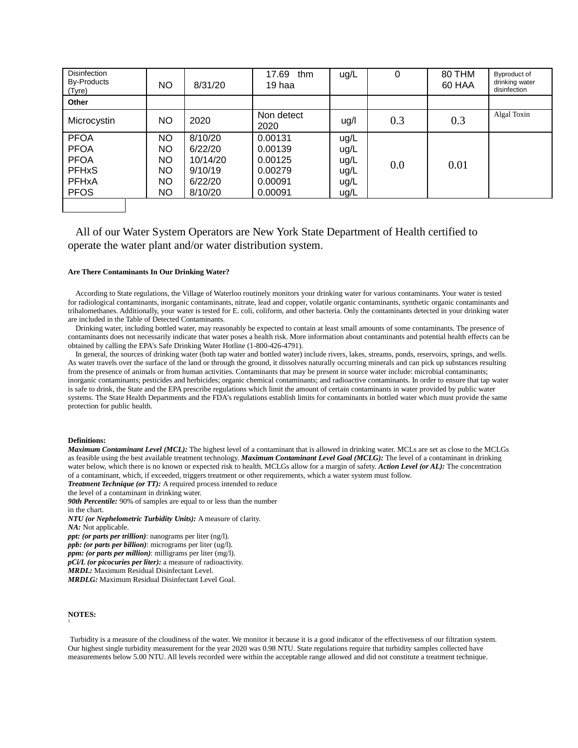| Disinfection By-Products (Tyre) | NO | 8/31/20 | 17.69 thm<br>19 haa | ug/L | 0 | 80 THM<br>60 HAA | Byproduct of drinking water disinfection |
|---|---|---|---|---|---|---|---|
| **Other** | | | | | | | |
| Microcystin | NO | 2020 | Non detect 2020 | ug/l | 0.3 | 0.3 | Algal Toxin |
| PFOA<br>PFOA<br>PFOA<br>PFHxS<br>PFHxA<br>PFOS | NO<br>NO<br>NO<br>NO<br>NO<br>NO | 8/10/20<br>6/22/20<br>10/14/20<br>9/10/19<br>6/22/20<br>8/10/20 | 0.00131<br>0.00139<br>0.00125<br>0.00279<br>0.00091<br>0.00091 | ug/L<br>ug/L<br>ug/L<br>ug/L<br>ug/L<br>ug/L | 0.0 | 0.01 | |

All of our Water System Operators are New York State Department of Health certified to operate the water plant and/or water distribution system.

**Are There Contaminants In Our Drinking Water?**

According to State regulations, the Village of Waterloo routinely monitors your drinking water for various contaminants. Your water is tested for radiological contaminants, inorganic contaminants, nitrate, lead and copper, volatile organic contaminants, synthetic organic contaminants and trihalomethanes. Additionally, your water is tested for E. coli, coliform, and other bacteria. Only the contaminants detected in your drinking water are included in the Table of Detected Contaminants.

Drinking water, including bottled water, may reasonably be expected to contain at least small amounts of some contaminants. The presence of contaminants does not necessarily indicate that water poses a health risk. More information about contaminants and potential health effects can be obtained by calling the EPA's Safe Drinking Water Hotline (1-800-426-4791).

In general, the sources of drinking water (both tap water and bottled water) include rivers, lakes, streams, ponds, reservoirs, springs, and wells. As water travels over the surface of the land or through the ground, it dissolves naturally occurring minerals and can pick up substances resulting from the presence of animals or from human activities. Contaminants that may be present in source water include: microbial contaminants; inorganic contaminants; pesticides and herbicides; organic chemical contaminants; and radioactive contaminants. In order to ensure that tap water is safe to drink, the State and the EPA prescribe regulations which limit the amount of certain contaminants in water provided by public water systems. The State Health Departments and the FDA's regulations establish limits for contaminants in bottled water which must provide the same protection for public health.

**Definitions:**

***Maximum Contaminant Level (MCL):*** The highest level of a contaminant that is allowed in drinking water. MCLs are set as close to the MCLGs as feasible using the best available treatment technology. ***Maximum Contaminant Level Goal (MCLG):*** The level of a contaminant in drinking water below, which there is no known or expected risk to health. MCLGs allow for a margin of safety. ***Action Level (or AL):*** The concentration of a contaminant, which, if exceeded, triggers treatment or other requirements, which a water system must follow.

***Treatment Technique (or TT):*** A required process intended to reduce the level of a contaminant in drinking water.

***90th Percentile:*** 90% of samples are equal to or less than the number in the chart.

***NTU (or Nephelometric Turbidity Units):*** A measure of clarity.

***NA:*** Not applicable.

***ppt: (or parts per trillion)***: nanograms per liter (ng/l).

***ppb: (or parts per billion)***: micrograms per liter (ug/l).

***ppm: (or parts per million)***: milligrams per liter (mg/l).

***pCi/L (or picocuries per liter):*** a measure of radioactivity.

***MRDL:*** Maximum Residual Disinfectant Level.

***MRDLG:*** Maximum Residual Disinfectant Level Goal.

**NOTES:**

[1]

Turbidity is a measure of the cloudiness of the water. We monitor it because it is a good indicator of the effectiveness of our filtration system. Our highest single turbidity measurement for the year 2020 was 0.98 NTU. State regulations require that turbidity samples collected have measurements below 5.00 NTU. All levels recorded were within the acceptable range allowed and did not constitute a treatment technique.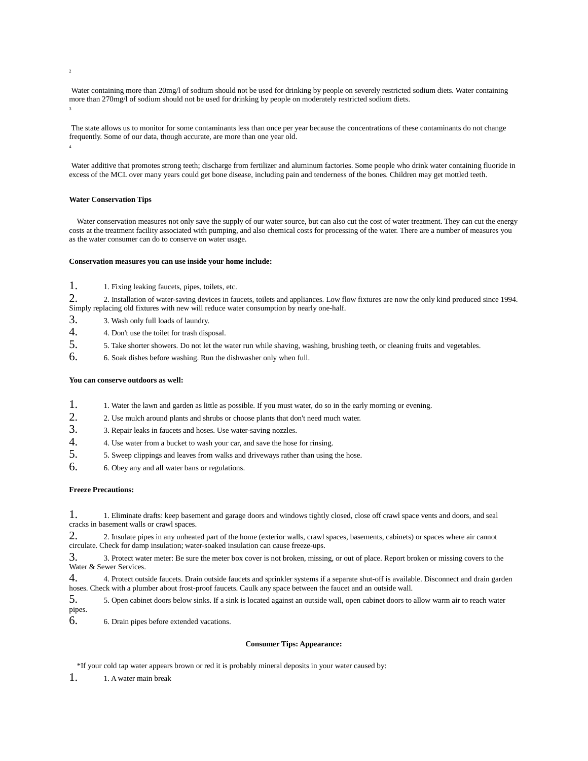[2]

Water containing more than 20mg/l of sodium should not be used for drinking by people on severely restricted sodium diets. Water containing more than 270mg/l of sodium should not be used for drinking by people on moderately restricted sodium diets.

[3]

The state allows us to monitor for some contaminants less than once per year because the concentrations of these contaminants do not change frequently. Some of our data, though accurate, are more than one year old.

[4]

Water additive that promotes strong teeth; discharge from fertilizer and aluminum factories. Some people who drink water containing fluoride in excess of the MCL over many years could get bone disease, including pain and tenderness of the bones. Children may get mottled teeth.

**Water Conservation Tips**

Water conservation measures not only save the supply of our water source, but can also cut the cost of water treatment. They can cut the energy costs at the treatment facility associated with pumping, and also chemical costs for processing of the water. There are a number of measures you as the water consumer can do to conserve on water usage.

**Conservation measures you can use inside your home include:**

1. 1. Fixing leaking faucets, pipes, toilets, etc.
2. 2. Installation of water-saving devices in faucets, toilets and appliances. Low flow fixtures are now the only kind produced since 1994. Simply replacing old fixtures with new will reduce water consumption by nearly one-half.
3. 3. Wash only full loads of laundry.
4. 4. Don't use the toilet for trash disposal.
5. 5. Take shorter showers. Do not let the water run while shaving, washing, brushing teeth, or cleaning fruits and vegetables.
6. 6. Soak dishes before washing. Run the dishwasher only when full.

**You can conserve outdoors as well:**

1. 1. Water the lawn and garden as little as possible. If you must water, do so in the early morning or evening.
2. 2. Use mulch around plants and shrubs or choose plants that don't need much water.
3. 3. Repair leaks in faucets and hoses. Use water-saving nozzles.
4. 4. Use water from a bucket to wash your car, and save the hose for rinsing.
5. 5. Sweep clippings and leaves from walks and driveways rather than using the hose.
6. 6. Obey any and all water bans or regulations.

**Freeze Precautions:**

1. 1. Eliminate drafts: keep basement and garage doors and windows tightly closed, close off crawl space vents and doors, and seal cracks in basement walls or crawl spaces.
2. 2. Insulate pipes in any unheated part of the home (exterior walls, crawl spaces, basements, cabinets) or spaces where air cannot circulate. Check for damp insulation; water-soaked insulation can cause freeze-ups.
3. 3. Protect water meter: Be sure the meter box cover is not broken, missing, or out of place. Report broken or missing covers to the Water & Sewer Services.
4. 4. Protect outside faucets. Drain outside faucets and sprinkler systems if a separate shut-off is available. Disconnect and drain garden hoses. Check with a plumber about frost-proof faucets. Caulk any space between the faucet and an outside wall.
5. 5. Open cabinet doors below sinks. If a sink is located against an outside wall, open cabinet doors to allow warm air to reach water pipes.
6. 6. Drain pipes before extended vacations.

**Consumer Tips: Appearance:**

*If your cold tap water appears brown or red it is probably mineral deposits in your water caused by:

1. 1. A water main break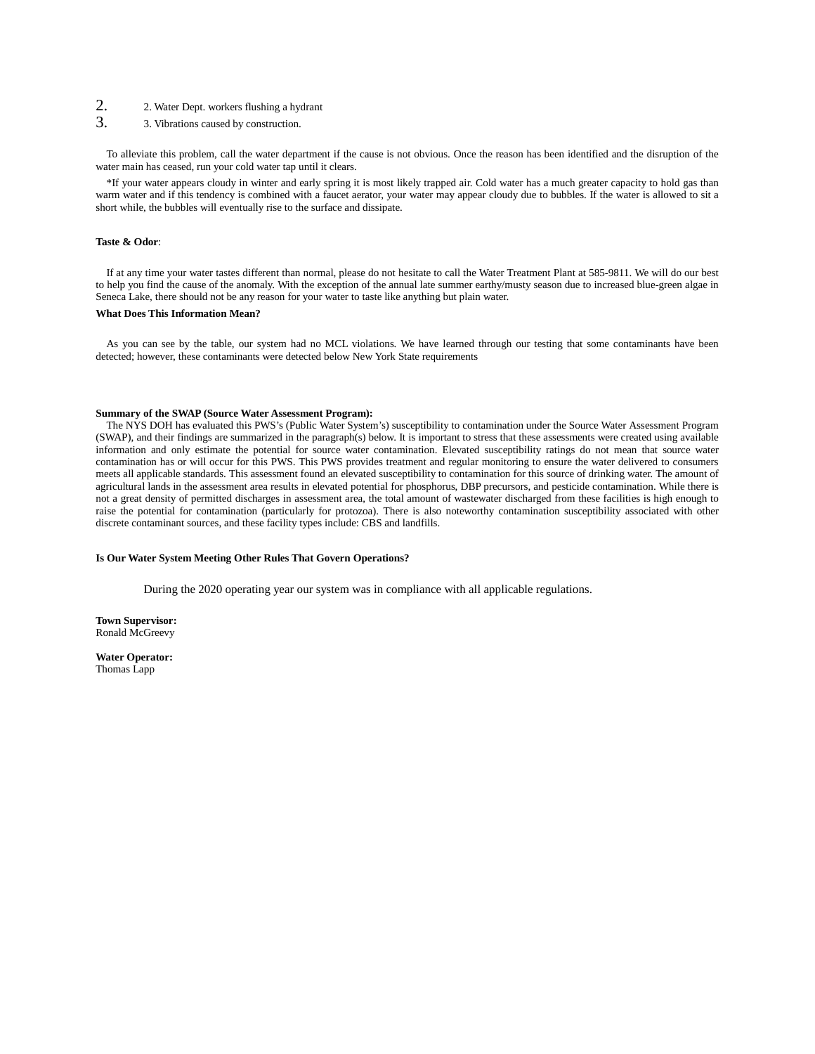2. 2. Water Dept. workers flushing a hydrant
3. 3. Vibrations caused by construction.

To alleviate this problem, call the water department if the cause is not obvious. Once the reason has been identified and the disruption of the water main has ceased, run your cold water tap until it clears.

*If your water appears cloudy in winter and early spring it is most likely trapped air. Cold water has a much greater capacity to hold gas than warm water and if this tendency is combined with a faucet aerator, your water may appear cloudy due to bubbles. If the water is allowed to sit a short while, the bubbles will eventually rise to the surface and dissipate.

**Taste & Odor**:

If at any time your water tastes different than normal, please do not hesitate to call the Water Treatment Plant at 585-9811. We will do our best to help you find the cause of the anomaly. With the exception of the annual late summer earthy/musty season due to increased blue-green algae in Seneca Lake, there should not be any reason for your water to taste like anything but plain water.

**What Does This Information Mean?**

As you can see by the table, our system had no MCL violations. We have learned through our testing that some contaminants have been detected; however, these contaminants were detected below New York State requirements

**Summary of the SWAP (Source Water Assessment Program):**

The NYS DOH has evaluated this PWS's (Public Water System's) susceptibility to contamination under the Source Water Assessment Program (SWAP), and their findings are summarized in the paragraph(s) below. It is important to stress that these assessments were created using available information and only estimate the potential for source water contamination. Elevated susceptibility ratings do not mean that source water contamination has or will occur for this PWS. This PWS provides treatment and regular monitoring to ensure the water delivered to consumers meets all applicable standards. This assessment found an elevated susceptibility to contamination for this source of drinking water. The amount of agricultural lands in the assessment area results in elevated potential for phosphorus, DBP precursors, and pesticide contamination. While there is not a great density of permitted discharges in assessment area, the total amount of wastewater discharged from these facilities is high enough to raise the potential for contamination (particularly for protozoa). There is also noteworthy contamination susceptibility associated with other discrete contaminant sources, and these facility types include: CBS and landfills.

**Is Our Water System Meeting Other Rules That Govern Operations?**

During the 2020 operating year our system was in compliance with all applicable regulations.

**Town Supervisor:**
Ronald McGreevy

**Water Operator:**
Thomas Lapp